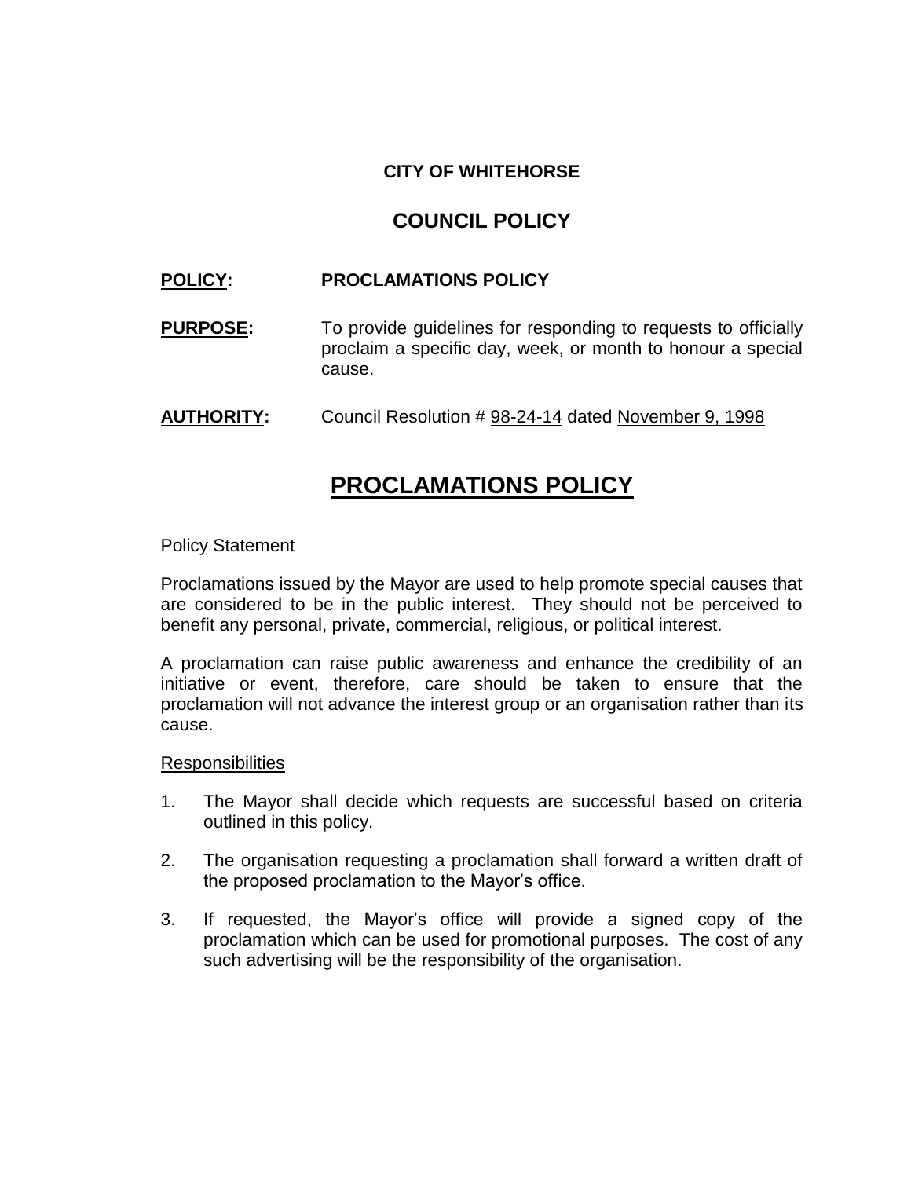**CITY OF WHITEHORSE**

## COUNCIL POLICY

**POLICY:** **PROCLAMATIONS POLICY**

**PURPOSE:** To provide guidelines for responding to requests to officially proclaim a specific day, week, or month to honour a special cause.

**AUTHORITY:** Council Resolution # 98-24-14 dated November 9, 1998

# PROCLAMATIONS POLICY

Policy Statement

Proclamations issued by the Mayor are used to help promote special causes that are considered to be in the public interest. They should not be perceived to benefit any personal, private, commercial, religious, or political interest.

A proclamation can raise public awareness and enhance the credibility of an initiative or event, therefore, care should be taken to ensure that the proclamation will not advance the interest group or an organisation rather than its cause.

Responsibilities

1. The Mayor shall decide which requests are successful based on criteria outlined in this policy.

2. The organisation requesting a proclamation shall forward a written draft of the proposed proclamation to the Mayor's office.

3. If requested, the Mayor's office will provide a signed copy of the proclamation which can be used for promotional purposes. The cost of any such advertising will be the responsibility of the organisation.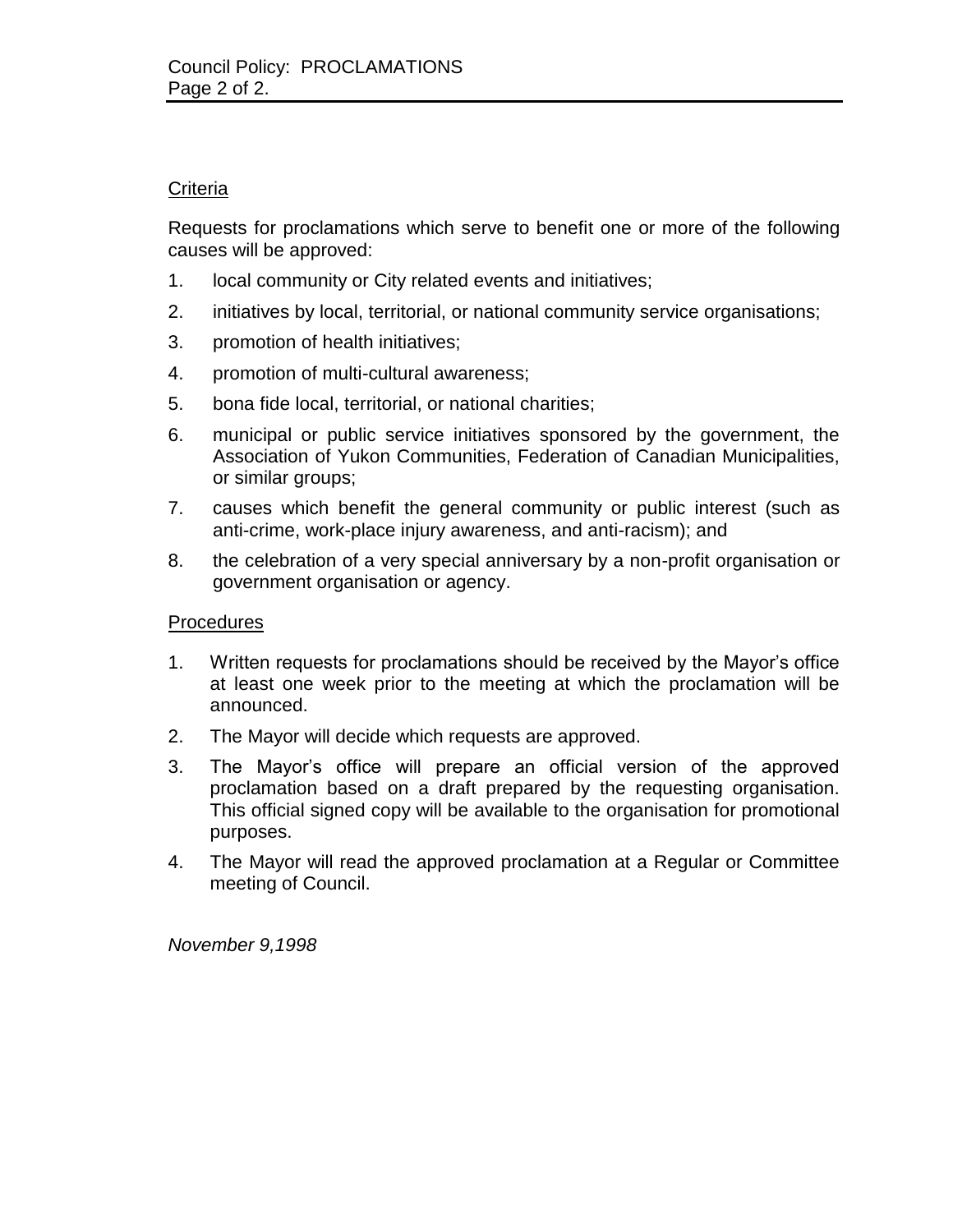## Criteria

Requests for proclamations which serve to benefit one or more of the following causes will be approved:

1. local community or City related events and initiatives;
2. initiatives by local, territorial, or national community service organisations;
3. promotion of health initiatives;
4. promotion of multi-cultural awareness;
5. bona fide local, territorial, or national charities;
6. municipal or public service initiatives sponsored by the government, the Association of Yukon Communities, Federation of Canadian Municipalities, or similar groups;
7. causes which benefit the general community or public interest (such as anti-crime, work-place injury awareness, and anti-racism); and
8. the celebration of a very special anniversary by a non-profit organisation or government organisation or agency.

## Procedures

1. Written requests for proclamations should be received by the Mayor's office at least one week prior to the meeting at which the proclamation will be announced.
2. The Mayor will decide which requests are approved.
3. The Mayor's office will prepare an official version of the approved proclamation based on a draft prepared by the requesting organisation. This official signed copy will be available to the organisation for promotional purposes.
4. The Mayor will read the approved proclamation at a Regular or Committee meeting of Council.

*November 9,1998*